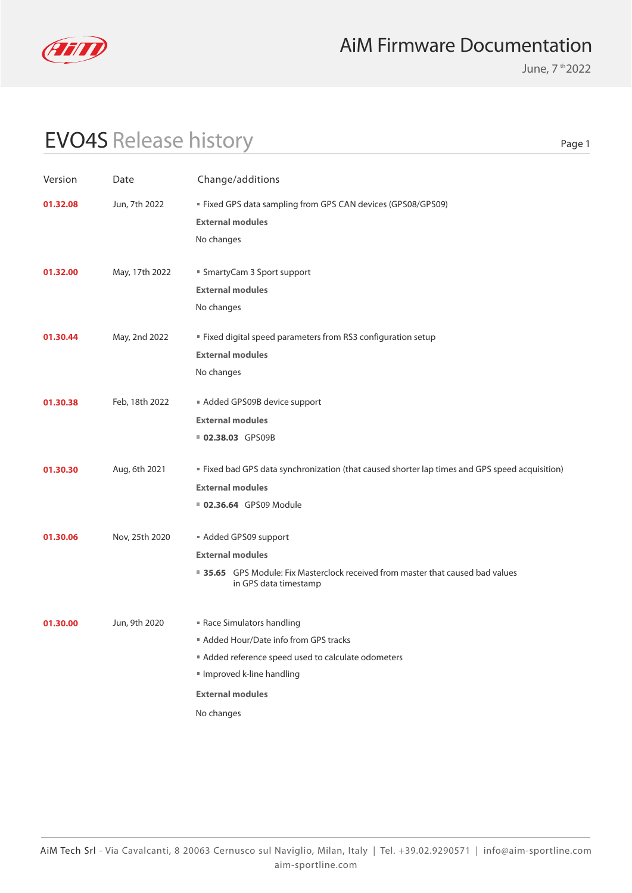# AiM Firmware Documentation

June, 7th 2022

## EVO4S Release history

| Version | Date | Change/additions |
|---|---|---|
| **01.32.08** | Jun, 7th 2022 | ▪ Fixed GPS data sampling from GPS CAN devices (GPS08/GPS09)<br>**External modules**<br>No changes |
| **01.32.00** | May, 17th 2022 | ▪ SmartyCam 3 Sport support<br>**External modules**<br>No changes |
| **01.30.44** | May, 2nd 2022 | ▪ Fixed digital speed parameters from RS3 configuration setup<br>**External modules**<br>No changes |
| **01.30.38** | Feb, 18th 2022 | ▪ Added GPS09B device support<br>**External modules**<br>▪ **02.38.03** GPS09B |
| **01.30.30** | Aug, 6th 2021 | ▪ Fixed bad GPS data synchronization (that caused shorter lap times and GPS speed acquisition)<br>**External modules**<br>▪ **02.36.64** GPS09 Module |
| **01.30.06** | Nov, 25th 2020 | ▪ Added GPS09 support<br>**External modules**<br>▪ **35.65** GPS Module: Fix Masterclock received from master that caused bad values in GPS data timestamp |
| **01.30.00** | Jun, 9th 2020 | ▪ Race Simulators handling<br>▪ Added Hour/Date info from GPS tracks<br>▪ Added reference speed used to calculate odometers<br>▪ Improved k-line handling<br>**External modules**<br>No changes |

AiM Tech Srl - Via Cavalcanti, 8 20063 Cernusco sul Naviglio, Milan, Italy | Tel. +39.02.9290571 | info@aim-sportline.com
aim-sportline.com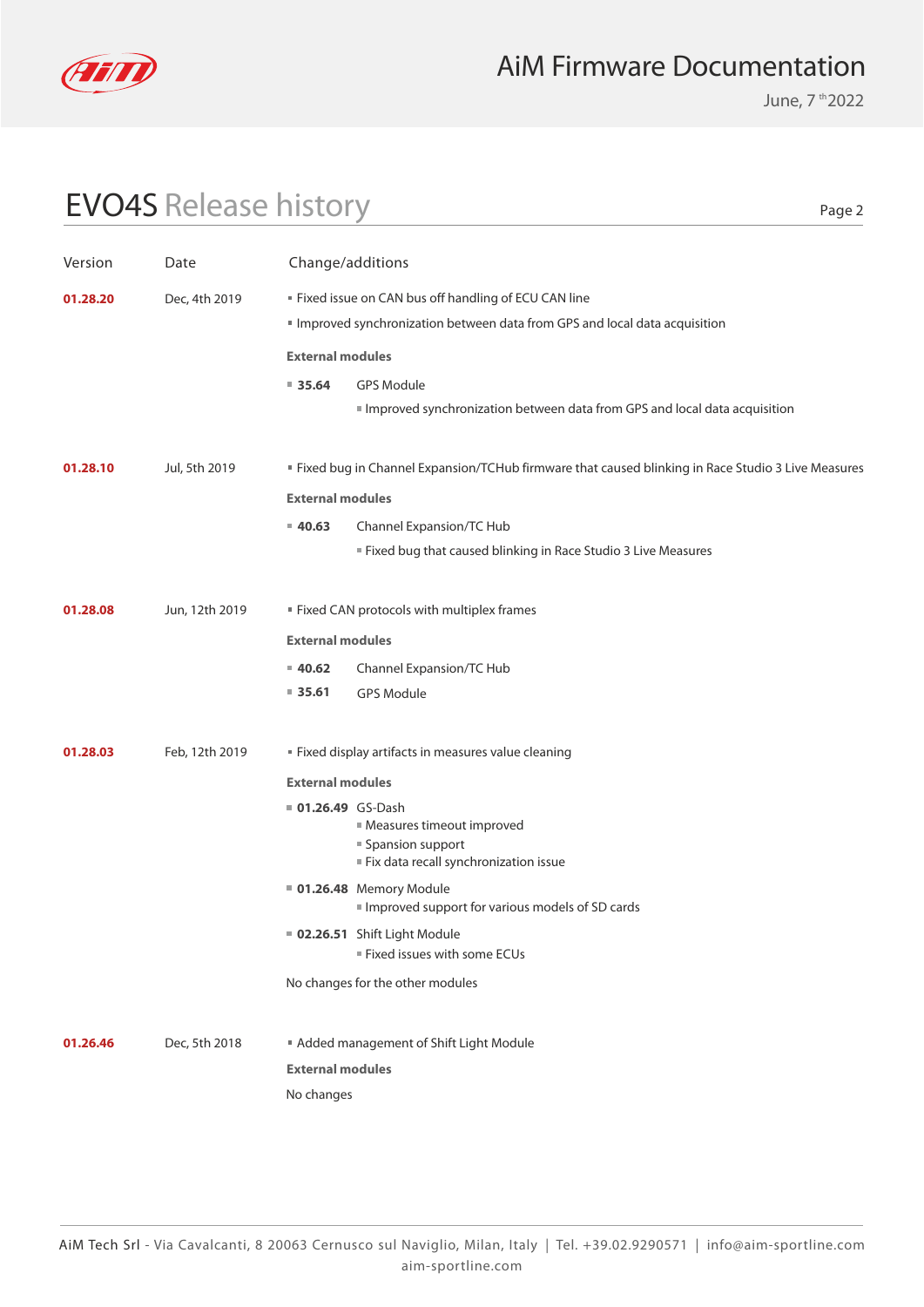# EVO4S Release history

| Version | Date | Change/additions |
|---|---|---|
| **01.28.20** | Dec, 4th 2019 | ▪ Fixed issue on CAN bus off handling of ECU CAN line<br>▪ Improved synchronization between data from GPS and local data acquisition<br>**External modules**<br>▪ **35.64** GPS Module<br>▪ Improved synchronization between data from GPS and local data acquisition |
| **01.28.10** | Jul, 5th 2019 | ▪ Fixed bug in Channel Expansion/TCHub firmware that caused blinking in Race Studio 3 Live Measures<br>**External modules**<br>▪ **40.63** Channel Expansion/TC Hub<br>▪ Fixed bug that caused blinking in Race Studio 3 Live Measures |
| **01.28.08** | Jun, 12th 2019 | ▪ Fixed CAN protocols with multiplex frames<br>**External modules**<br>▪ **40.62** Channel Expansion/TC Hub<br>▪ **35.61** GPS Module |
| **01.28.03** | Feb, 12th 2019 | ▪ Fixed display artifacts in measures value cleaning<br>**External modules**<br>▪ **01.26.49** GS-Dash<br>▪ Measures timeout improved<br>▪ Spansion support<br>▪ Fix data recall synchronization issue<br>▪ **01.26.48** Memory Module<br>▪ Improved support for various models of SD cards<br>▪ **02.26.51** Shift Light Module<br>▪ Fixed issues with some ECUs<br>No changes for the other modules |
| **01.26.46** | Dec, 5th 2018 | ▪ Added management of Shift Light Module<br>**External modules**<br>No changes |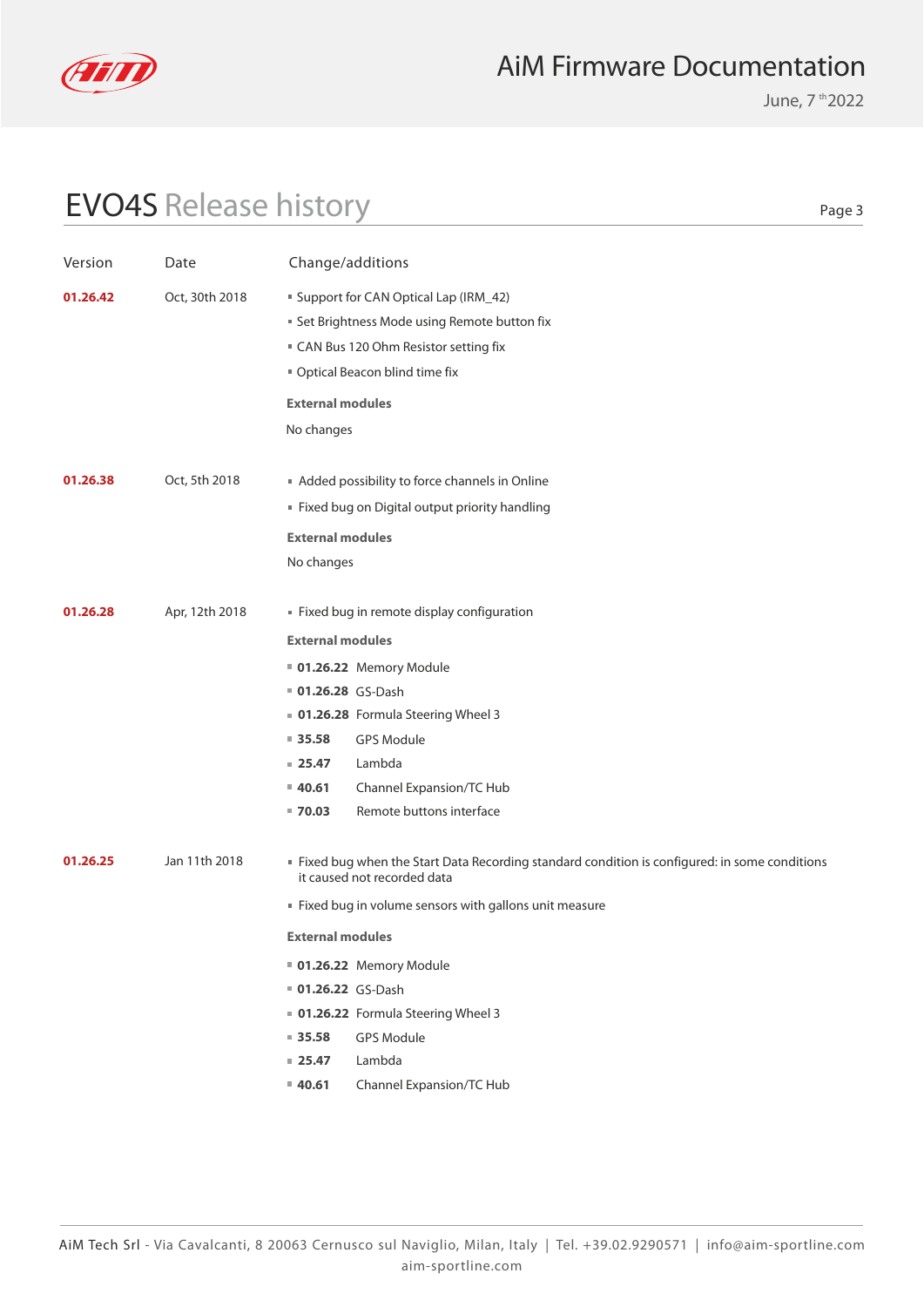# EVO4S Release history

| Version | Date | Change/additions |
|---|---|---|
| **01.26.42** | Oct, 30th 2018 | ▪ Support for CAN Optical Lap (IRM_42)<br>▪ Set Brightness Mode using Remote button fix<br>▪ CAN Bus 120 Ohm Resistor setting fix<br>▪ Optical Beacon blind time fix<br>**External modules**<br>No changes |
| **01.26.38** | Oct, 5th 2018 | ▪ Added possibility to force channels in Online<br>▪ Fixed bug on Digital output priority handling<br>**External modules**<br>No changes |
| **01.26.28** | Apr, 12th 2018 | ▪ Fixed bug in remote display configuration<br>**External modules**<br>▪ **01.26.22** Memory Module<br>▪ **01.26.28** GS-Dash<br>▪ **01.26.28** Formula Steering Wheel 3<br>▪ **35.58** GPS Module<br>▪ **25.47** Lambda<br>▪ **40.61** Channel Expansion/TC Hub<br>▪ **70.03** Remote buttons interface |
| **01.26.25** | Jan 11th 2018 | ▪ Fixed bug when the Start Data Recording standard condition is configured: in some conditions it caused not recorded data<br>▪ Fixed bug in volume sensors with gallons unit measure<br>**External modules**<br>▪ **01.26.22** Memory Module<br>▪ **01.26.22** GS-Dash<br>▪ **01.26.22** Formula Steering Wheel 3<br>▪ **35.58** GPS Module<br>▪ **25.47** Lambda<br>▪ **40.61** Channel Expansion/TC Hub |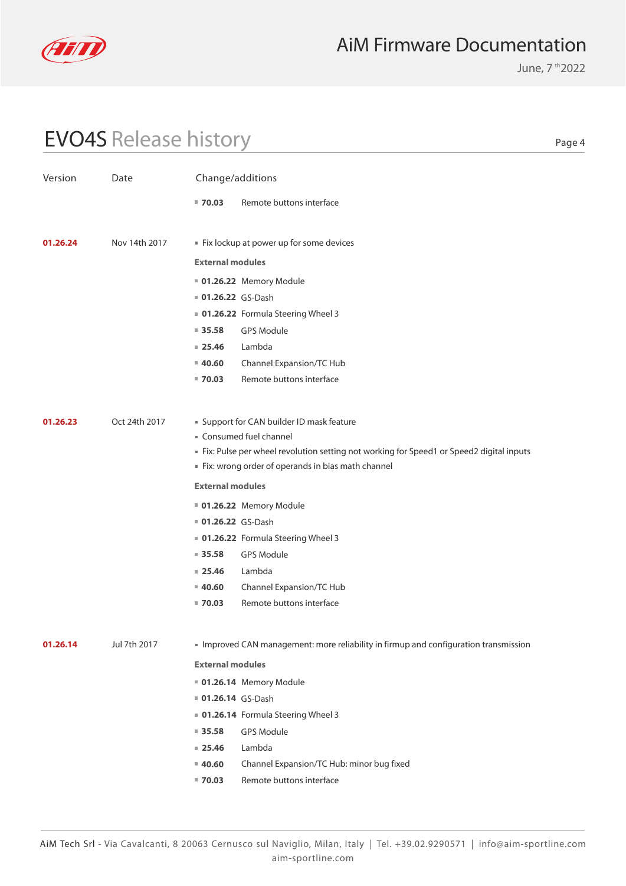## EVO4S Release history

| Version | Date | Change/additions |
|---|---|---|
| | | ▪ **70.03** Remote buttons interface |
| **01.26.24** | Nov 14th 2017 | ▪ Fix lockup at power up for some devices<br>**External modules**<br>▪ **01.26.22** Memory Module<br>▪ **01.26.22** GS-Dash<br>▪ **01.26.22** Formula Steering Wheel 3<br>▪ **35.58** GPS Module<br>▪ **25.46** Lambda<br>▪ **40.60** Channel Expansion/TC Hub<br>▪ **70.03** Remote buttons interface |
| **01.26.23** | Oct 24th 2017 | ▪ Support for CAN builder ID mask feature<br>▪ Consumed fuel channel<br>▪ Fix: Pulse per wheel revolution setting not working for Speed1 or Speed2 digital inputs<br>▪ Fix: wrong order of operands in bias math channel<br>**External modules**<br>▪ **01.26.22** Memory Module<br>▪ **01.26.22** GS-Dash<br>▪ **01.26.22** Formula Steering Wheel 3<br>▪ **35.58** GPS Module<br>▪ **25.46** Lambda<br>▪ **40.60** Channel Expansion/TC Hub<br>▪ **70.03** Remote buttons interface |
| **01.26.14** | Jul 7th 2017 | ▪ Improved CAN management: more reliability in firmup and configuration transmission<br>**External modules**<br>▪ **01.26.14** Memory Module<br>▪ **01.26.14** GS-Dash<br>▪ **01.26.14** Formula Steering Wheel 3<br>▪ **35.58** GPS Module<br>▪ **25.46** Lambda<br>▪ **40.60** Channel Expansion/TC Hub: minor bug fixed<br>▪ **70.03** Remote buttons interface |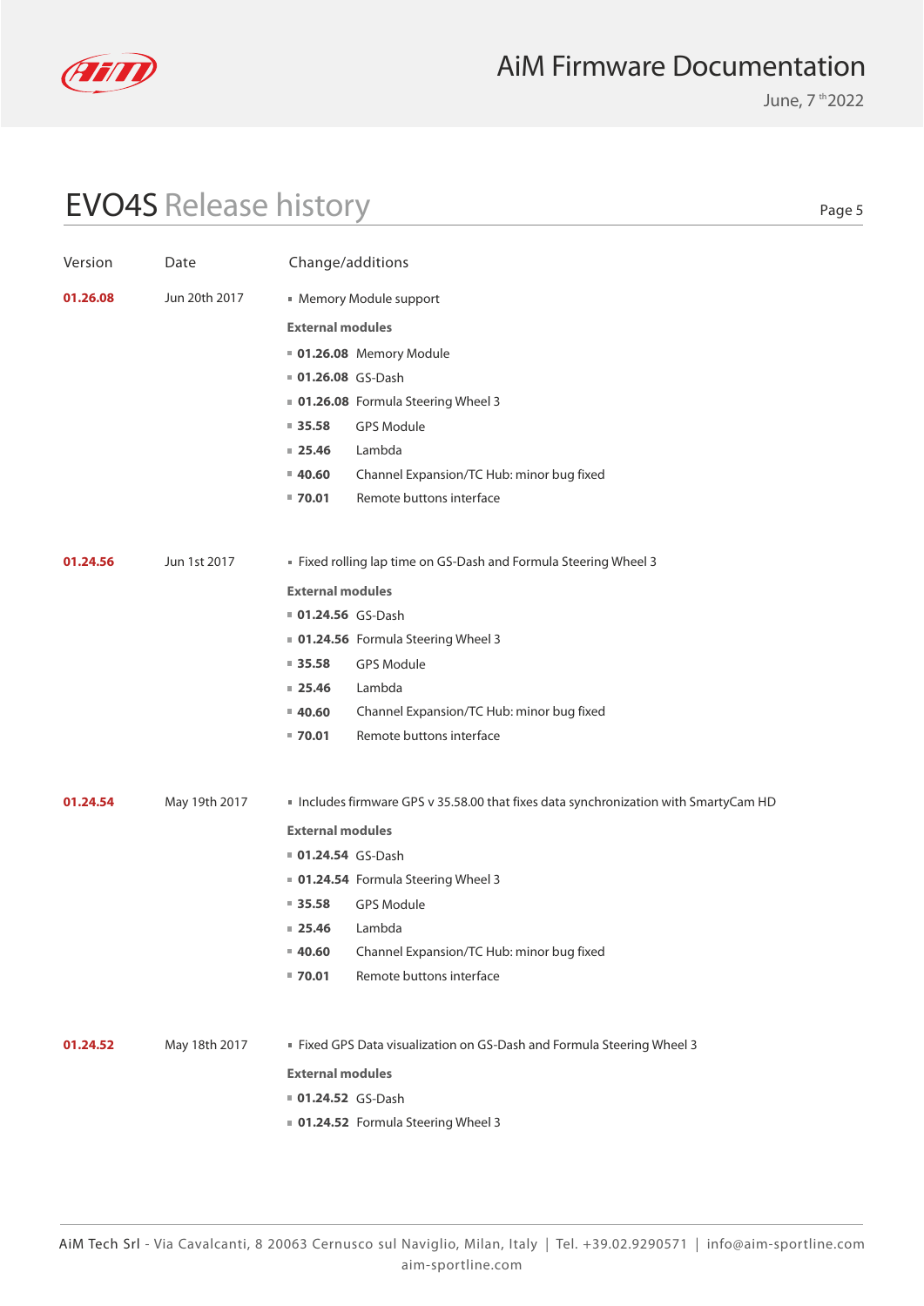# EVO4S Release history

| Version | Date | Change/additions |
|---|---|---|
| **01.26.08** | Jun 20th 2017 | ▪ Memory Module support<br>**External modules**<br>▪ **01.26.08** Memory Module<br>▪ **01.26.08** GS-Dash<br>▪ **01.26.08** Formula Steering Wheel 3<br>▪ **35.58** GPS Module<br>▪ **25.46** Lambda<br>▪ **40.60** Channel Expansion/TC Hub: minor bug fixed<br>▪ **70.01** Remote buttons interface |
| **01.24.56** | Jun 1st 2017 | ▪ Fixed rolling lap time on GS-Dash and Formula Steering Wheel 3<br>**External modules**<br>▪ **01.24.56** GS-Dash<br>▪ **01.24.56** Formula Steering Wheel 3<br>▪ **35.58** GPS Module<br>▪ **25.46** Lambda<br>▪ **40.60** Channel Expansion/TC Hub: minor bug fixed<br>▪ **70.01** Remote buttons interface |
| **01.24.54** | May 19th 2017 | ▪ Includes firmware GPS v 35.58.00 that fixes data synchronization with SmartyCam HD<br>**External modules**<br>▪ **01.24.54** GS-Dash<br>▪ **01.24.54** Formula Steering Wheel 3<br>▪ **35.58** GPS Module<br>▪ **25.46** Lambda<br>▪ **40.60** Channel Expansion/TC Hub: minor bug fixed<br>▪ **70.01** Remote buttons interface |
| **01.24.52** | May 18th 2017 | ▪ Fixed GPS Data visualization on GS-Dash and Formula Steering Wheel 3<br>**External modules**<br>▪ **01.24.52** GS-Dash<br>▪ **01.24.52** Formula Steering Wheel 3 |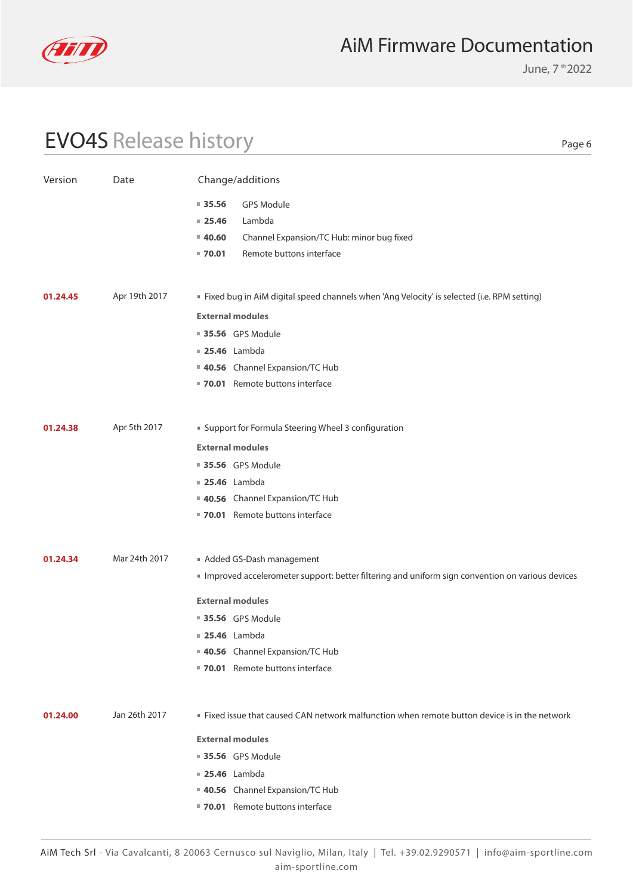# EVO4S Release history

| Version | Date | Change/additions |
|---|---|---|
| | | ▪ **35.56** GPS Module<br>▪ **25.46** Lambda<br>▪ **40.60** Channel Expansion/TC Hub: minor bug fixed<br>▪ **70.01** Remote buttons interface |
| **01.24.45** | Apr 19th 2017 | ▪ Fixed bug in AiM digital speed channels when 'Ang Velocity' is selected (i.e. RPM setting)<br>**External modules**<br>▪ **35.56** GPS Module<br>▪ **25.46** Lambda<br>▪ **40.56** Channel Expansion/TC Hub<br>▪ **70.01** Remote buttons interface |
| **01.24.38** | Apr 5th 2017 | ▪ Support for Formula Steering Wheel 3 configuration<br>**External modules**<br>▪ **35.56** GPS Module<br>▪ **25.46** Lambda<br>▪ **40.56** Channel Expansion/TC Hub<br>▪ **70.01** Remote buttons interface |
| **01.24.34** | Mar 24th 2017 | ▪ Added GS-Dash management<br>▪ Improved accelerometer support: better filtering and uniform sign convention on various devices<br>**External modules**<br>▪ **35.56** GPS Module<br>▪ **25.46** Lambda<br>▪ **40.56** Channel Expansion/TC Hub<br>▪ **70.01** Remote buttons interface |
| **01.24.00** | Jan 26th 2017 | ▪ Fixed issue that caused CAN network malfunction when remote button device is in the network<br>**External modules**<br>▪ **35.56** GPS Module<br>▪ **25.46** Lambda<br>▪ **40.56** Channel Expansion/TC Hub<br>▪ **70.01** Remote buttons interface |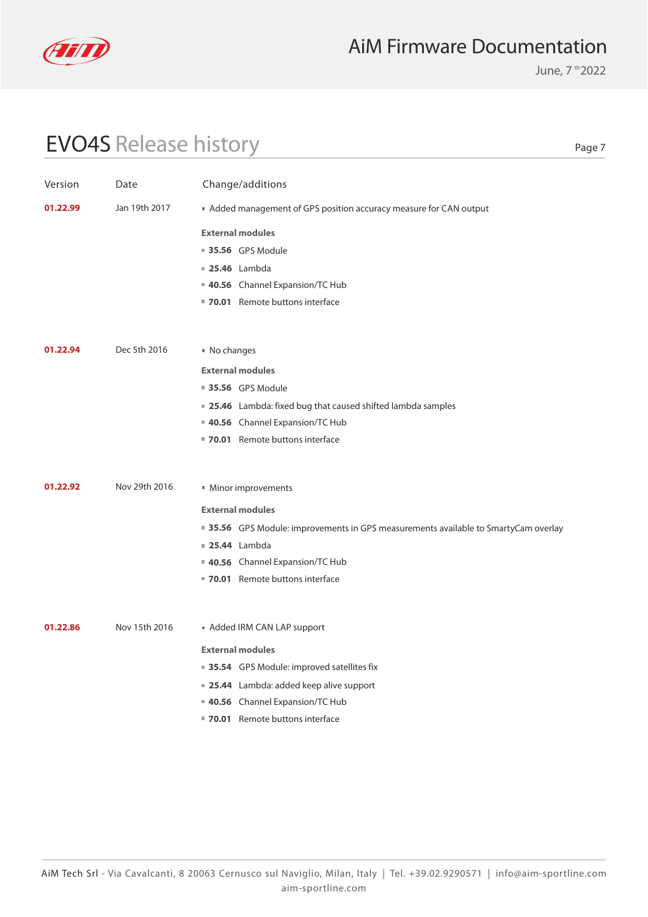# EVO4S Release history

| Version | Date | Change/additions |
|---|---|---|
| **01.22.99** | Jan 19th 2017 | ▪ Added management of GPS position accuracy measure for CAN output<br><br>**External modules**<br>▪ **35.56** GPS Module<br>▪ **25.46** Lambda<br>▪ **40.56** Channel Expansion/TC Hub<br>▪ **70.01** Remote buttons interface |
| **01.22.94** | Dec 5th 2016 | ▪ No changes<br><br>**External modules**<br>▪ **35.56** GPS Module<br>▪ **25.46** Lambda: fixed bug that caused shifted lambda samples<br>▪ **40.56** Channel Expansion/TC Hub<br>▪ **70.01** Remote buttons interface |
| **01.22.92** | Nov 29th 2016 | ▪ Minor improvements<br><br>**External modules**<br>▪ **35.56** GPS Module: improvements in GPS measurements available to SmartyCam overlay<br>▪ **25.44** Lambda<br>▪ **40.56** Channel Expansion/TC Hub<br>▪ **70.01** Remote buttons interface |
| **01.22.86** | Nov 15th 2016 | ▪ Added IRM CAN LAP support<br><br>**External modules**<br>▪ **35.54** GPS Module: improved satellites fix<br>▪ **25.44** Lambda: added keep alive support<br>▪ **40.56** Channel Expansion/TC Hub<br>▪ **70.01** Remote buttons interface |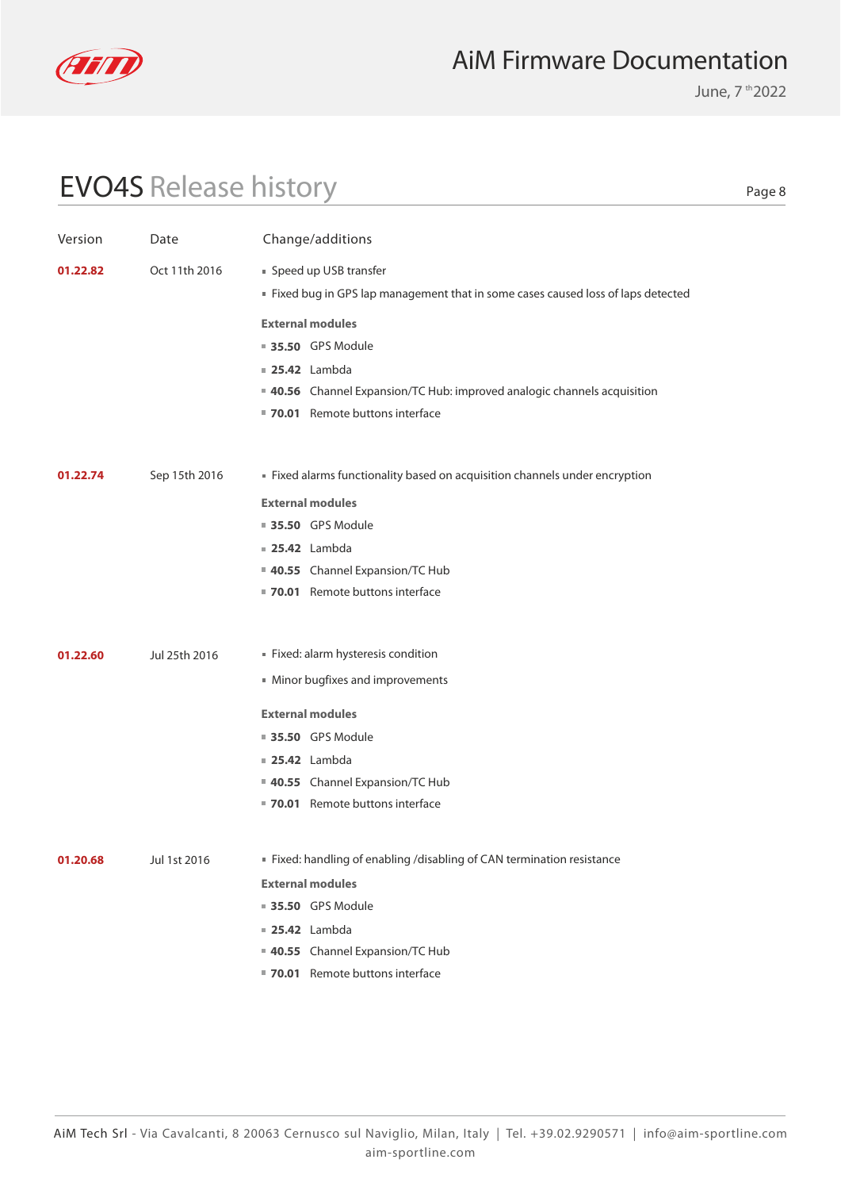# EVO4S Release history

| Version | Date | Change/additions |
|---|---|---|
| **01.22.82** | Oct 11th 2016 | ▪ Speed up USB transfer<br>▪ Fixed bug in GPS lap management that in some cases caused loss of laps detected<br>**External modules**<br>▪ **35.50** GPS Module<br>▪ **25.42** Lambda<br>▪ **40.56** Channel Expansion/TC Hub: improved analogic channels acquisition<br>▪ **70.01** Remote buttons interface |
| **01.22.74** | Sep 15th 2016 | ▪ Fixed alarms functionality based on acquisition channels under encryption<br>**External modules**<br>▪ **35.50** GPS Module<br>▪ **25.42** Lambda<br>▪ **40.55** Channel Expansion/TC Hub<br>▪ **70.01** Remote buttons interface |
| **01.22.60** | Jul 25th 2016 | ▪ Fixed: alarm hysteresis condition<br>▪ Minor bugfixes and improvements<br>**External modules**<br>▪ **35.50** GPS Module<br>▪ **25.42** Lambda<br>▪ **40.55** Channel Expansion/TC Hub<br>▪ **70.01** Remote buttons interface |
| **01.20.68** | Jul 1st 2016 | ▪ Fixed: handling of enabling /disabling of CAN termination resistance<br>**External modules**<br>▪ **35.50** GPS Module<br>▪ **25.42** Lambda<br>▪ **40.55** Channel Expansion/TC Hub<br>▪ **70.01** Remote buttons interface |